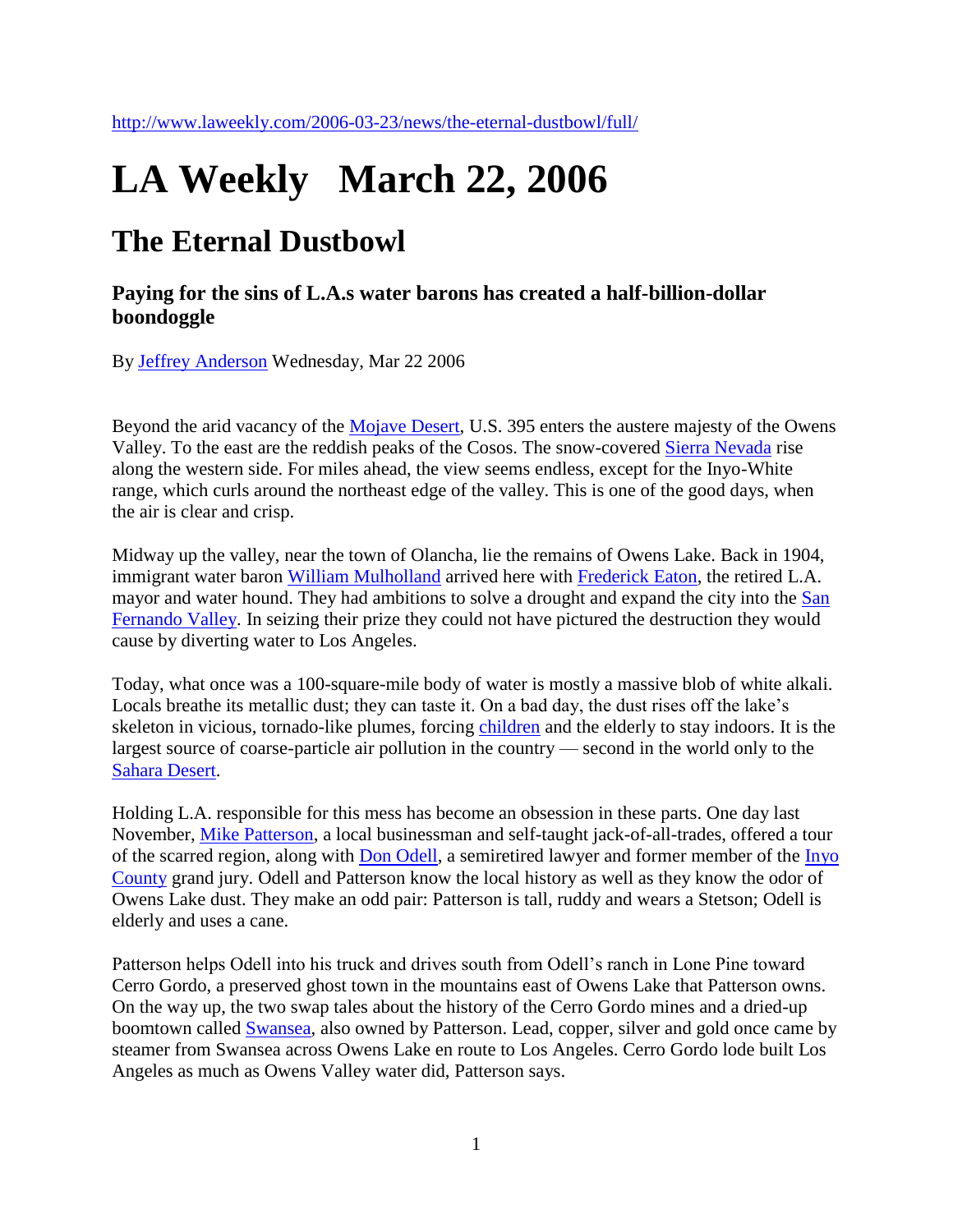http://www.laweekly.com/2006-03-23/news/the-eternal-dustbowl/full/

# LA Weekly   March 22, 2006

## The Eternal Dustbowl

### Paying for the sins of L.A.s water barons has created a half-billion-dollar boondoggle

By Jeffrey Anderson Wednesday, Mar 22 2006

Beyond the arid vacancy of the Mojave Desert, U.S. 395 enters the austere majesty of the Owens Valley. To the east are the reddish peaks of the Cosos. The snow-covered Sierra Nevada rise along the western side. For miles ahead, the view seems endless, except for the Inyo-White range, which curls around the northeast edge of the valley. This is one of the good days, when the air is clear and crisp.

Midway up the valley, near the town of Olancha, lie the remains of Owens Lake. Back in 1904, immigrant water baron William Mulholland arrived here with Frederick Eaton, the retired L.A. mayor and water hound. They had ambitions to solve a drought and expand the city into the San Fernando Valley. In seizing their prize they could not have pictured the destruction they would cause by diverting water to Los Angeles.

Today, what once was a 100-square-mile body of water is mostly a massive blob of white alkali. Locals breathe its metallic dust; they can taste it. On a bad day, the dust rises off the lake's skeleton in vicious, tornado-like plumes, forcing children and the elderly to stay indoors. It is the largest source of coarse-particle air pollution in the country — second in the world only to the Sahara Desert.

Holding L.A. responsible for this mess has become an obsession in these parts. One day last November, Mike Patterson, a local businessman and self-taught jack-of-all-trades, offered a tour of the scarred region, along with Don Odell, a semiretired lawyer and former member of the Inyo County grand jury. Odell and Patterson know the local history as well as they know the odor of Owens Lake dust. They make an odd pair: Patterson is tall, ruddy and wears a Stetson; Odell is elderly and uses a cane.

Patterson helps Odell into his truck and drives south from Odell's ranch in Lone Pine toward Cerro Gordo, a preserved ghost town in the mountains east of Owens Lake that Patterson owns. On the way up, the two swap tales about the history of the Cerro Gordo mines and a dried-up boomtown called Swansea, also owned by Patterson. Lead, copper, silver and gold once came by steamer from Swansea across Owens Lake en route to Los Angeles. Cerro Gordo lode built Los Angeles as much as Owens Valley water did, Patterson says.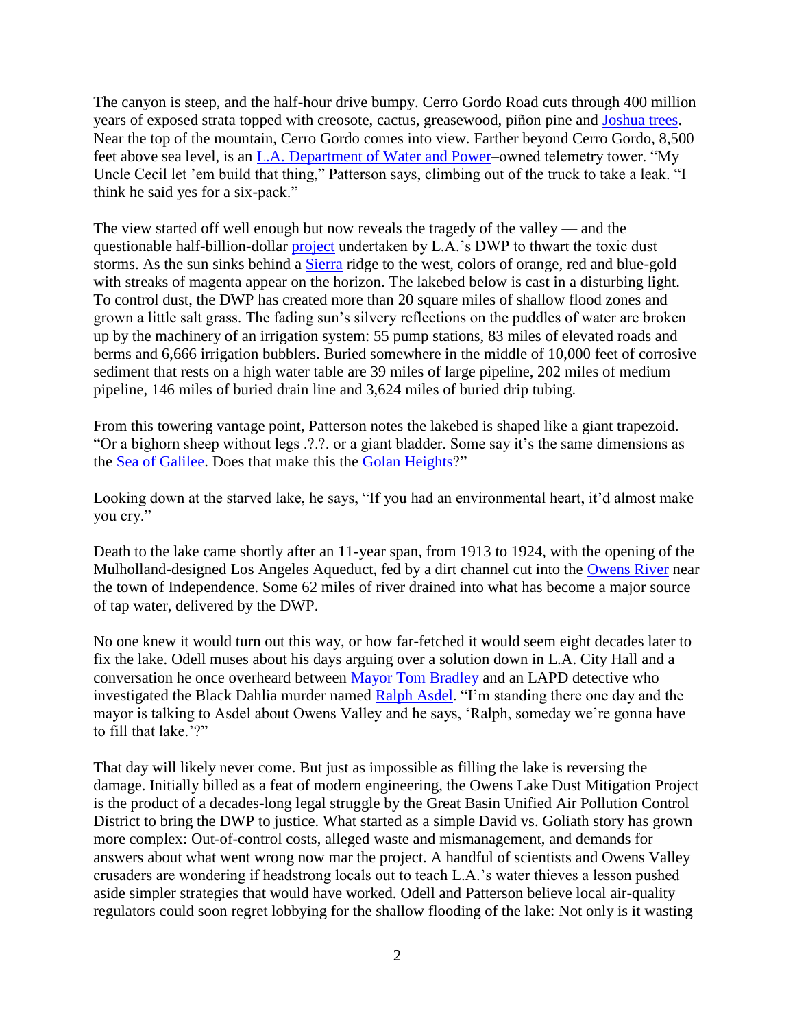The canyon is steep, and the half-hour drive bumpy. Cerro Gordo Road cuts through 400 million years of exposed strata topped with creosote, cactus, greasewood, piñon pine and Joshua trees. Near the top of the mountain, Cerro Gordo comes into view. Farther beyond Cerro Gordo, 8,500 feet above sea level, is an L.A. Department of Water and Power–owned telemetry tower. "My Uncle Cecil let 'em build that thing," Patterson says, climbing out of the truck to take a leak. "I think he said yes for a six-pack."

The view started off well enough but now reveals the tragedy of the valley — and the questionable half-billion-dollar project undertaken by L.A.'s DWP to thwart the toxic dust storms. As the sun sinks behind a Sierra ridge to the west, colors of orange, red and blue-gold with streaks of magenta appear on the horizon. The lakebed below is cast in a disturbing light. To control dust, the DWP has created more than 20 square miles of shallow flood zones and grown a little salt grass. The fading sun's silvery reflections on the puddles of water are broken up by the machinery of an irrigation system: 55 pump stations, 83 miles of elevated roads and berms and 6,666 irrigation bubblers. Buried somewhere in the middle of 10,000 feet of corrosive sediment that rests on a high water table are 39 miles of large pipeline, 202 miles of medium pipeline, 146 miles of buried drain line and 3,624 miles of buried drip tubing.

From this towering vantage point, Patterson notes the lakebed is shaped like a giant trapezoid. "Or a bighorn sheep without legs .?.?. or a giant bladder. Some say it's the same dimensions as the Sea of Galilee. Does that make this the Golan Heights?"

Looking down at the starved lake, he says, "If you had an environmental heart, it'd almost make you cry."

Death to the lake came shortly after an 11-year span, from 1913 to 1924, with the opening of the Mulholland-designed Los Angeles Aqueduct, fed by a dirt channel cut into the Owens River near the town of Independence. Some 62 miles of river drained into what has become a major source of tap water, delivered by the DWP.

No one knew it would turn out this way, or how far-fetched it would seem eight decades later to fix the lake. Odell muses about his days arguing over a solution down in L.A. City Hall and a conversation he once overheard between Mayor Tom Bradley and an LAPD detective who investigated the Black Dahlia murder named Ralph Asdel. "I'm standing there one day and the mayor is talking to Asdel about Owens Valley and he says, 'Ralph, someday we're gonna have to fill that lake.'?"

That day will likely never come. But just as impossible as filling the lake is reversing the damage. Initially billed as a feat of modern engineering, the Owens Lake Dust Mitigation Project is the product of a decades-long legal struggle by the Great Basin Unified Air Pollution Control District to bring the DWP to justice. What started as a simple David vs. Goliath story has grown more complex: Out-of-control costs, alleged waste and mismanagement, and demands for answers about what went wrong now mar the project. A handful of scientists and Owens Valley crusaders are wondering if headstrong locals out to teach L.A.'s water thieves a lesson pushed aside simpler strategies that would have worked. Odell and Patterson believe local air-quality regulators could soon regret lobbying for the shallow flooding of the lake: Not only is it wasting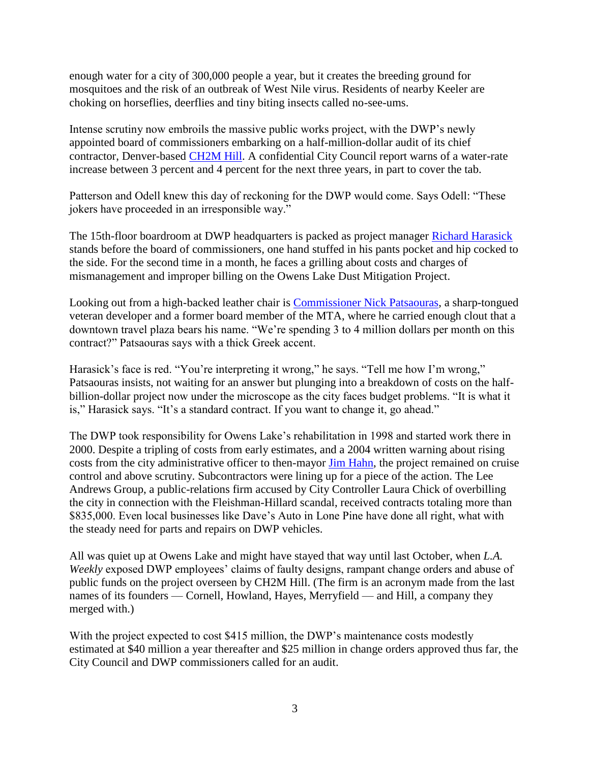enough water for a city of 300,000 people a year, but it creates the breeding ground for mosquitoes and the risk of an outbreak of West Nile virus. Residents of nearby Keeler are choking on horseflies, deerflies and tiny biting insects called no-see-ums.

Intense scrutiny now embroils the massive public works project, with the DWP's newly appointed board of commissioners embarking on a half-million-dollar audit of its chief contractor, Denver-based CH2M Hill. A confidential City Council report warns of a water-rate increase between 3 percent and 4 percent for the next three years, in part to cover the tab.

Patterson and Odell knew this day of reckoning for the DWP would come. Says Odell: "These jokers have proceeded in an irresponsible way."

The 15th-floor boardroom at DWP headquarters is packed as project manager Richard Harasick stands before the board of commissioners, one hand stuffed in his pants pocket and hip cocked to the side. For the second time in a month, he faces a grilling about costs and charges of mismanagement and improper billing on the Owens Lake Dust Mitigation Project.

Looking out from a high-backed leather chair is Commissioner Nick Patsaouras, a sharp-tongued veteran developer and a former board member of the MTA, where he carried enough clout that a downtown travel plaza bears his name. "We're spending 3 to 4 million dollars per month on this contract?" Patsaouras says with a thick Greek accent.

Harasick's face is red. "You're interpreting it wrong," he says. "Tell me how I'm wrong," Patsaouras insists, not waiting for an answer but plunging into a breakdown of costs on the half-billion-dollar project now under the microscope as the city faces budget problems. "It is what it is," Harasick says. "It's a standard contract. If you want to change it, go ahead."

The DWP took responsibility for Owens Lake's rehabilitation in 1998 and started work there in 2000. Despite a tripling of costs from early estimates, and a 2004 written warning about rising costs from the city administrative officer to then-mayor Jim Hahn, the project remained on cruise control and above scrutiny. Subcontractors were lining up for a piece of the action. The Lee Andrews Group, a public-relations firm accused by City Controller Laura Chick of overbilling the city in connection with the Fleishman-Hillard scandal, received contracts totaling more than $835,000. Even local businesses like Dave's Auto in Lone Pine have done all right, what with the steady need for parts and repairs on DWP vehicles.

All was quiet up at Owens Lake and might have stayed that way until last October, when *L.A. Weekly* exposed DWP employees' claims of faulty designs, rampant change orders and abuse of public funds on the project overseen by CH2M Hill. (The firm is an acronym made from the last names of its founders — Cornell, Howland, Hayes, Merryfield — and Hill, a company they merged with.)

With the project expected to cost $415 million, the DWP's maintenance costs modestly estimated at $40 million a year thereafter and $25 million in change orders approved thus far, the City Council and DWP commissioners called for an audit.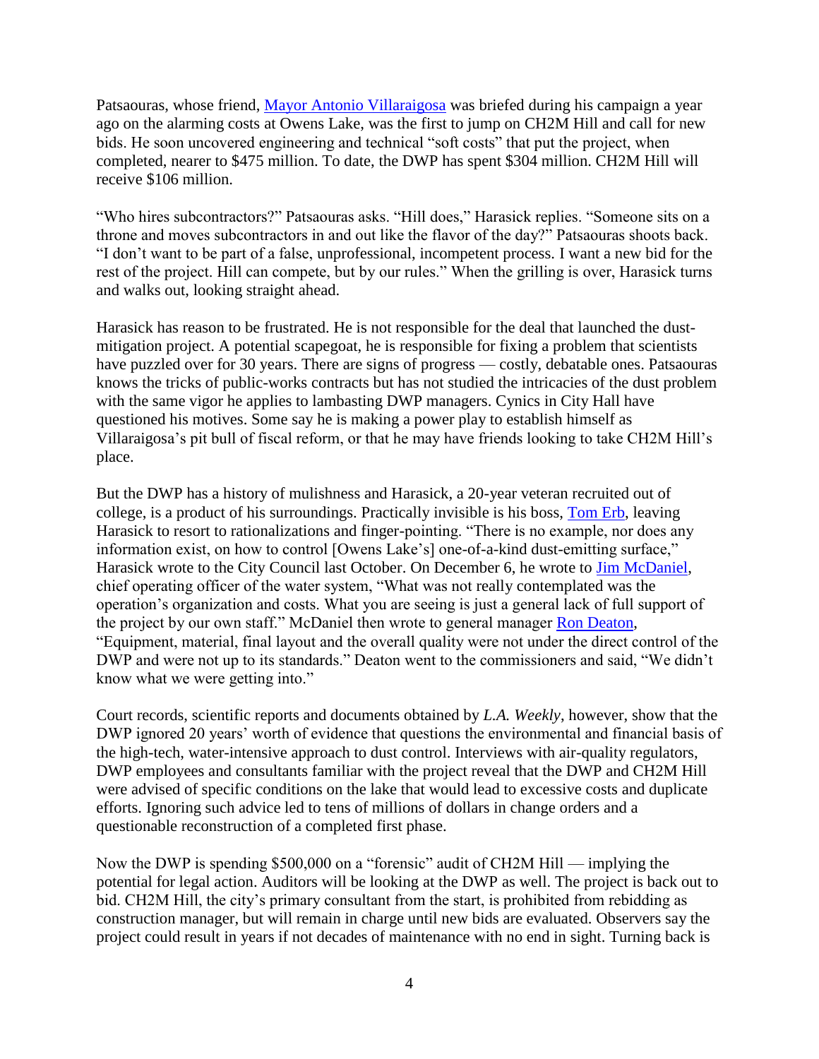Patsaouras, whose friend, Mayor Antonio Villaraigosa was briefed during his campaign a year ago on the alarming costs at Owens Lake, was the first to jump on CH2M Hill and call for new bids. He soon uncovered engineering and technical "soft costs" that put the project, when completed, nearer to $475 million. To date, the DWP has spent $304 million. CH2M Hill will receive $106 million.

"Who hires subcontractors?" Patsaouras asks. "Hill does," Harasick replies. "Someone sits on a throne and moves subcontractors in and out like the flavor of the day?" Patsaouras shoots back. "I don't want to be part of a false, unprofessional, incompetent process. I want a new bid for the rest of the project. Hill can compete, but by our rules." When the grilling is over, Harasick turns and walks out, looking straight ahead.

Harasick has reason to be frustrated. He is not responsible for the deal that launched the dust-mitigation project. A potential scapegoat, he is responsible for fixing a problem that scientists have puzzled over for 30 years. There are signs of progress — costly, debatable ones. Patsaouras knows the tricks of public-works contracts but has not studied the intricacies of the dust problem with the same vigor he applies to lambasting DWP managers. Cynics in City Hall have questioned his motives. Some say he is making a power play to establish himself as Villaraigosa's pit bull of fiscal reform, or that he may have friends looking to take CH2M Hill's place.

But the DWP has a history of mulishness and Harasick, a 20-year veteran recruited out of college, is a product of his surroundings. Practically invisible is his boss, Tom Erb, leaving Harasick to resort to rationalizations and finger-pointing. "There is no example, nor does any information exist, on how to control [Owens Lake's] one-of-a-kind dust-emitting surface," Harasick wrote to the City Council last October. On December 6, he wrote to Jim McDaniel, chief operating officer of the water system, "What was not really contemplated was the operation's organization and costs. What you are seeing is just a general lack of full support of the project by our own staff." McDaniel then wrote to general manager Ron Deaton, "Equipment, material, final layout and the overall quality were not under the direct control of the DWP and were not up to its standards." Deaton went to the commissioners and said, "We didn't know what we were getting into."

Court records, scientific reports and documents obtained by *L.A. Weekly*, however, show that the DWP ignored 20 years' worth of evidence that questions the environmental and financial basis of the high-tech, water-intensive approach to dust control. Interviews with air-quality regulators, DWP employees and consultants familiar with the project reveal that the DWP and CH2M Hill were advised of specific conditions on the lake that would lead to excessive costs and duplicate efforts. Ignoring such advice led to tens of millions of dollars in change orders and a questionable reconstruction of a completed first phase.

Now the DWP is spending $500,000 on a "forensic" audit of CH2M Hill — implying the potential for legal action. Auditors will be looking at the DWP as well. The project is back out to bid. CH2M Hill, the city's primary consultant from the start, is prohibited from rebidding as construction manager, but will remain in charge until new bids are evaluated. Observers say the project could result in years if not decades of maintenance with no end in sight. Turning back is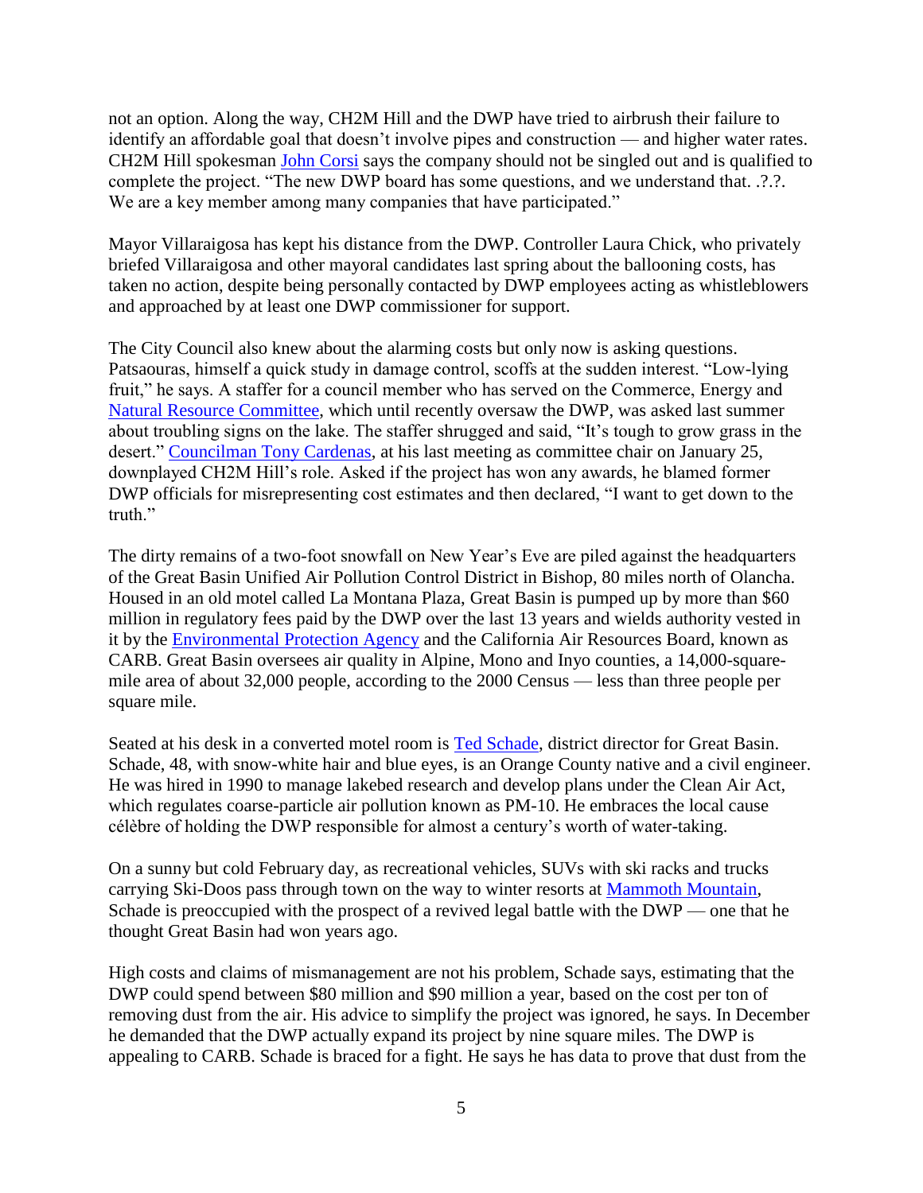not an option. Along the way, CH2M Hill and the DWP have tried to airbrush their failure to identify an affordable goal that doesn't involve pipes and construction — and higher water rates. CH2M Hill spokesman John Corsi says the company should not be singled out and is qualified to complete the project. "The new DWP board has some questions, and we understand that. .?.?. We are a key member among many companies that have participated."

Mayor Villaraigosa has kept his distance from the DWP. Controller Laura Chick, who privately briefed Villaraigosa and other mayoral candidates last spring about the ballooning costs, has taken no action, despite being personally contacted by DWP employees acting as whistleblowers and approached by at least one DWP commissioner for support.

The City Council also knew about the alarming costs but only now is asking questions. Patsaouras, himself a quick study in damage control, scoffs at the sudden interest. "Low-lying fruit," he says. A staffer for a council member who has served on the Commerce, Energy and Natural Resource Committee, which until recently oversaw the DWP, was asked last summer about troubling signs on the lake. The staffer shrugged and said, "It's tough to grow grass in the desert." Councilman Tony Cardenas, at his last meeting as committee chair on January 25, downplayed CH2M Hill's role. Asked if the project has won any awards, he blamed former DWP officials for misrepresenting cost estimates and then declared, "I want to get down to the truth."

The dirty remains of a two-foot snowfall on New Year's Eve are piled against the headquarters of the Great Basin Unified Air Pollution Control District in Bishop, 80 miles north of Olancha. Housed in an old motel called La Montana Plaza, Great Basin is pumped up by more than $60 million in regulatory fees paid by the DWP over the last 13 years and wields authority vested in it by the Environmental Protection Agency and the California Air Resources Board, known as CARB. Great Basin oversees air quality in Alpine, Mono and Inyo counties, a 14,000-square-mile area of about 32,000 people, according to the 2000 Census — less than three people per square mile.

Seated at his desk in a converted motel room is Ted Schade, district director for Great Basin. Schade, 48, with snow-white hair and blue eyes, is an Orange County native and a civil engineer. He was hired in 1990 to manage lakebed research and develop plans under the Clean Air Act, which regulates coarse-particle air pollution known as PM-10. He embraces the local cause célèbre of holding the DWP responsible for almost a century's worth of water-taking.

On a sunny but cold February day, as recreational vehicles, SUVs with ski racks and trucks carrying Ski-Doos pass through town on the way to winter resorts at Mammoth Mountain, Schade is preoccupied with the prospect of a revived legal battle with the DWP — one that he thought Great Basin had won years ago.

High costs and claims of mismanagement are not his problem, Schade says, estimating that the DWP could spend between $80 million and $90 million a year, based on the cost per ton of removing dust from the air. His advice to simplify the project was ignored, he says. In December he demanded that the DWP actually expand its project by nine square miles. The DWP is appealing to CARB. Schade is braced for a fight. He says he has data to prove that dust from the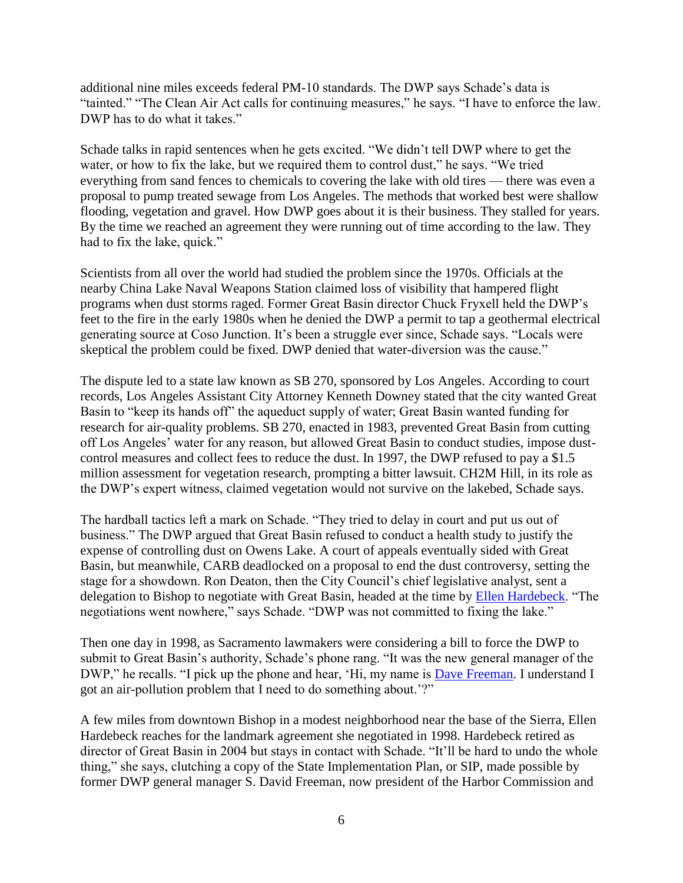additional nine miles exceeds federal PM-10 standards. The DWP says Schade's data is "tainted." "The Clean Air Act calls for continuing measures," he says. "I have to enforce the law. DWP has to do what it takes."

Schade talks in rapid sentences when he gets excited. "We didn't tell DWP where to get the water, or how to fix the lake, but we required them to control dust," he says. "We tried everything from sand fences to chemicals to covering the lake with old tires — there was even a proposal to pump treated sewage from Los Angeles. The methods that worked best were shallow flooding, vegetation and gravel. How DWP goes about it is their business. They stalled for years. By the time we reached an agreement they were running out of time according to the law. They had to fix the lake, quick."

Scientists from all over the world had studied the problem since the 1970s. Officials at the nearby China Lake Naval Weapons Station claimed loss of visibility that hampered flight programs when dust storms raged. Former Great Basin director Chuck Fryxell held the DWP's feet to the fire in the early 1980s when he denied the DWP a permit to tap a geothermal electrical generating source at Coso Junction. It's been a struggle ever since, Schade says. "Locals were skeptical the problem could be fixed. DWP denied that water-diversion was the cause."

The dispute led to a state law known as SB 270, sponsored by Los Angeles. According to court records, Los Angeles Assistant City Attorney Kenneth Downey stated that the city wanted Great Basin to "keep its hands off" the aqueduct supply of water; Great Basin wanted funding for research for air-quality problems. SB 270, enacted in 1983, prevented Great Basin from cutting off Los Angeles' water for any reason, but allowed Great Basin to conduct studies, impose dust-control measures and collect fees to reduce the dust. In 1997, the DWP refused to pay a $1.5 million assessment for vegetation research, prompting a bitter lawsuit. CH2M Hill, in its role as the DWP's expert witness, claimed vegetation would not survive on the lakebed, Schade says.

The hardball tactics left a mark on Schade. "They tried to delay in court and put us out of business." The DWP argued that Great Basin refused to conduct a health study to justify the expense of controlling dust on Owens Lake. A court of appeals eventually sided with Great Basin, but meanwhile, CARB deadlocked on a proposal to end the dust controversy, setting the stage for a showdown. Ron Deaton, then the City Council's chief legislative analyst, sent a delegation to Bishop to negotiate with Great Basin, headed at the time by Ellen Hardebeck. "The negotiations went nowhere," says Schade. "DWP was not committed to fixing the lake."

Then one day in 1998, as Sacramento lawmakers were considering a bill to force the DWP to submit to Great Basin's authority, Schade's phone rang. "It was the new general manager of the DWP," he recalls. "I pick up the phone and hear, 'Hi, my name is Dave Freeman. I understand I got an air-pollution problem that I need to do something about.'?"

A few miles from downtown Bishop in a modest neighborhood near the base of the Sierra, Ellen Hardebeck reaches for the landmark agreement she negotiated in 1998. Hardebeck retired as director of Great Basin in 2004 but stays in contact with Schade. "It'll be hard to undo the whole thing," she says, clutching a copy of the State Implementation Plan, or SIP, made possible by former DWP general manager S. David Freeman, now president of the Harbor Commission and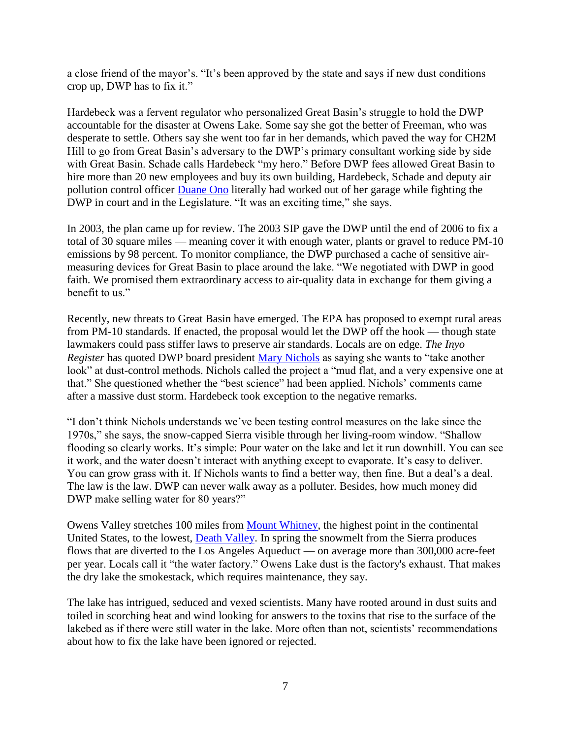a close friend of the mayor's. "It's been approved by the state and says if new dust conditions crop up, DWP has to fix it."

Hardebeck was a fervent regulator who personalized Great Basin's struggle to hold the DWP accountable for the disaster at Owens Lake. Some say she got the better of Freeman, who was desperate to settle. Others say she went too far in her demands, which paved the way for CH2M Hill to go from Great Basin's adversary to the DWP's primary consultant working side by side with Great Basin. Schade calls Hardebeck "my hero." Before DWP fees allowed Great Basin to hire more than 20 new employees and buy its own building, Hardebeck, Schade and deputy air pollution control officer Duane Ono literally had worked out of her garage while fighting the DWP in court and in the Legislature. "It was an exciting time," she says.

In 2003, the plan came up for review. The 2003 SIP gave the DWP until the end of 2006 to fix a total of 30 square miles — meaning cover it with enough water, plants or gravel to reduce PM-10 emissions by 98 percent. To monitor compliance, the DWP purchased a cache of sensitive air-measuring devices for Great Basin to place around the lake. "We negotiated with DWP in good faith. We promised them extraordinary access to air-quality data in exchange for them giving a benefit to us."

Recently, new threats to Great Basin have emerged. The EPA has proposed to exempt rural areas from PM-10 standards. If enacted, the proposal would let the DWP off the hook — though state lawmakers could pass stiffer laws to preserve air standards. Locals are on edge. *The Inyo Register* has quoted DWP board president Mary Nichols as saying she wants to "take another look" at dust-control methods. Nichols called the project a "mud flat, and a very expensive one at that." She questioned whether the "best science" had been applied. Nichols' comments came after a massive dust storm. Hardebeck took exception to the negative remarks.

"I don't think Nichols understands we've been testing control measures on the lake since the 1970s," she says, the snow-capped Sierra visible through her living-room window. "Shallow flooding so clearly works. It's simple: Pour water on the lake and let it run downhill. You can see it work, and the water doesn't interact with anything except to evaporate. It's easy to deliver. You can grow grass with it. If Nichols wants to find a better way, then fine. But a deal's a deal. The law is the law. DWP can never walk away as a polluter. Besides, how much money did DWP make selling water for 80 years?"

Owens Valley stretches 100 miles from Mount Whitney, the highest point in the continental United States, to the lowest, Death Valley. In spring the snowmelt from the Sierra produces flows that are diverted to the Los Angeles Aqueduct — on average more than 300,000 acre-feet per year. Locals call it "the water factory." Owens Lake dust is the factory's exhaust. That makes the dry lake the smokestack, which requires maintenance, they say.

The lake has intrigued, seduced and vexed scientists. Many have rooted around in dust suits and toiled in scorching heat and wind looking for answers to the toxins that rise to the surface of the lakebed as if there were still water in the lake. More often than not, scientists' recommendations about how to fix the lake have been ignored or rejected.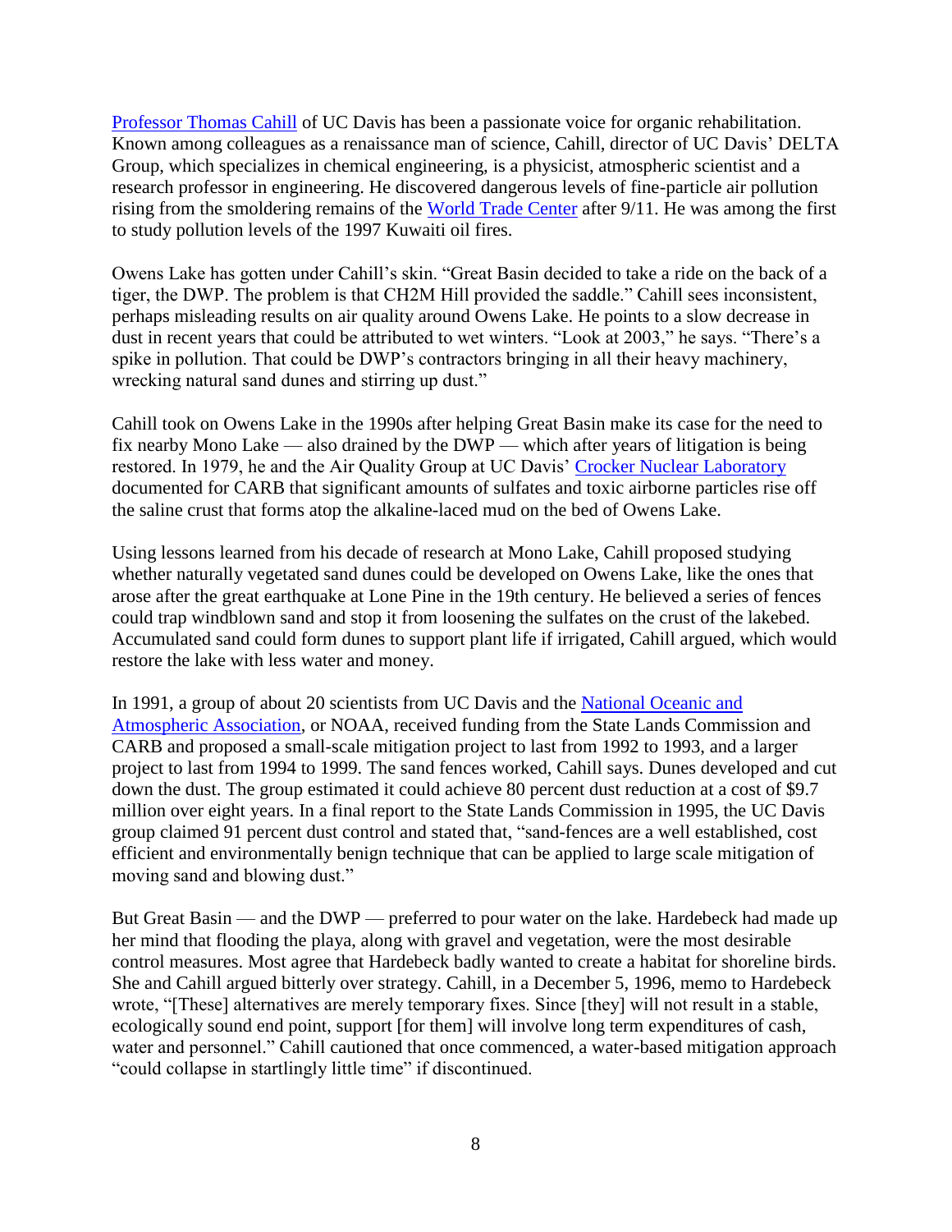Professor Thomas Cahill of UC Davis has been a passionate voice for organic rehabilitation. Known among colleagues as a renaissance man of science, Cahill, director of UC Davis' DELTA Group, which specializes in chemical engineering, is a physicist, atmospheric scientist and a research professor in engineering. He discovered dangerous levels of fine-particle air pollution rising from the smoldering remains of the World Trade Center after 9/11. He was among the first to study pollution levels of the 1997 Kuwaiti oil fires.

Owens Lake has gotten under Cahill's skin. "Great Basin decided to take a ride on the back of a tiger, the DWP. The problem is that CH2M Hill provided the saddle." Cahill sees inconsistent, perhaps misleading results on air quality around Owens Lake. He points to a slow decrease in dust in recent years that could be attributed to wet winters. "Look at 2003," he says. "There's a spike in pollution. That could be DWP's contractors bringing in all their heavy machinery, wrecking natural sand dunes and stirring up dust."

Cahill took on Owens Lake in the 1990s after helping Great Basin make its case for the need to fix nearby Mono Lake — also drained by the DWP — which after years of litigation is being restored. In 1979, he and the Air Quality Group at UC Davis' Crocker Nuclear Laboratory documented for CARB that significant amounts of sulfates and toxic airborne particles rise off the saline crust that forms atop the alkaline-laced mud on the bed of Owens Lake.

Using lessons learned from his decade of research at Mono Lake, Cahill proposed studying whether naturally vegetated sand dunes could be developed on Owens Lake, like the ones that arose after the great earthquake at Lone Pine in the 19th century. He believed a series of fences could trap windblown sand and stop it from loosening the sulfates on the crust of the lakebed. Accumulated sand could form dunes to support plant life if irrigated, Cahill argued, which would restore the lake with less water and money.

In 1991, a group of about 20 scientists from UC Davis and the National Oceanic and Atmospheric Association, or NOAA, received funding from the State Lands Commission and CARB and proposed a small-scale mitigation project to last from 1992 to 1993, and a larger project to last from 1994 to 1999. The sand fences worked, Cahill says. Dunes developed and cut down the dust. The group estimated it could achieve 80 percent dust reduction at a cost of $9.7 million over eight years. In a final report to the State Lands Commission in 1995, the UC Davis group claimed 91 percent dust control and stated that, "sand-fences are a well established, cost efficient and environmentally benign technique that can be applied to large scale mitigation of moving sand and blowing dust."

But Great Basin — and the DWP — preferred to pour water on the lake. Hardebeck had made up her mind that flooding the playa, along with gravel and vegetation, were the most desirable control measures. Most agree that Hardebeck badly wanted to create a habitat for shoreline birds. She and Cahill argued bitterly over strategy. Cahill, in a December 5, 1996, memo to Hardebeck wrote, "[These] alternatives are merely temporary fixes. Since [they] will not result in a stable, ecologically sound end point, support [for them] will involve long term expenditures of cash, water and personnel." Cahill cautioned that once commenced, a water-based mitigation approach "could collapse in startlingly little time" if discontinued.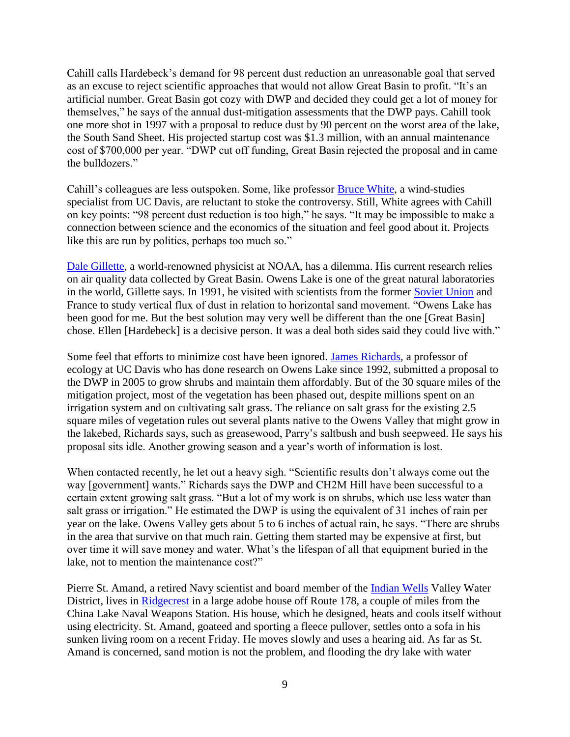Cahill calls Hardebeck's demand for 98 percent dust reduction an unreasonable goal that served as an excuse to reject scientific approaches that would not allow Great Basin to profit. "It's an artificial number. Great Basin got cozy with DWP and decided they could get a lot of money for themselves," he says of the annual dust-mitigation assessments that the DWP pays. Cahill took one more shot in 1997 with a proposal to reduce dust by 90 percent on the worst area of the lake, the South Sand Sheet. His projected startup cost was $1.3 million, with an annual maintenance cost of $700,000 per year. "DWP cut off funding, Great Basin rejected the proposal and in came the bulldozers."

Cahill's colleagues are less outspoken. Some, like professor Bruce White, a wind-studies specialist from UC Davis, are reluctant to stoke the controversy. Still, White agrees with Cahill on key points: "98 percent dust reduction is too high," he says. "It may be impossible to make a connection between science and the economics of the situation and feel good about it. Projects like this are run by politics, perhaps too much so."

Dale Gillette, a world-renowned physicist at NOAA, has a dilemma. His current research relies on air quality data collected by Great Basin. Owens Lake is one of the great natural laboratories in the world, Gillette says. In 1991, he visited with scientists from the former Soviet Union and France to study vertical flux of dust in relation to horizontal sand movement. "Owens Lake has been good for me. But the best solution may very well be different than the one [Great Basin] chose. Ellen [Hardebeck] is a decisive person. It was a deal both sides said they could live with."

Some feel that efforts to minimize cost have been ignored. James Richards, a professor of ecology at UC Davis who has done research on Owens Lake since 1992, submitted a proposal to the DWP in 2005 to grow shrubs and maintain them affordably. But of the 30 square miles of the mitigation project, most of the vegetation has been phased out, despite millions spent on an irrigation system and on cultivating salt grass. The reliance on salt grass for the existing 2.5 square miles of vegetation rules out several plants native to the Owens Valley that might grow in the lakebed, Richards says, such as greasewood, Parry's saltbush and bush seepweed. He says his proposal sits idle. Another growing season and a year's worth of information is lost.

When contacted recently, he let out a heavy sigh. "Scientific results don't always come out the way [government] wants." Richards says the DWP and CH2M Hill have been successful to a certain extent growing salt grass. "But a lot of my work is on shrubs, which use less water than salt grass or irrigation." He estimated the DWP is using the equivalent of 31 inches of rain per year on the lake. Owens Valley gets about 5 to 6 inches of actual rain, he says. "There are shrubs in the area that survive on that much rain. Getting them started may be expensive at first, but over time it will save money and water. What's the lifespan of all that equipment buried in the lake, not to mention the maintenance cost?"

Pierre St. Amand, a retired Navy scientist and board member of the Indian Wells Valley Water District, lives in Ridgecrest in a large adobe house off Route 178, a couple of miles from the China Lake Naval Weapons Station. His house, which he designed, heats and cools itself without using electricity. St. Amand, goateed and sporting a fleece pullover, settles onto a sofa in his sunken living room on a recent Friday. He moves slowly and uses a hearing aid. As far as St. Amand is concerned, sand motion is not the problem, and flooding the dry lake with water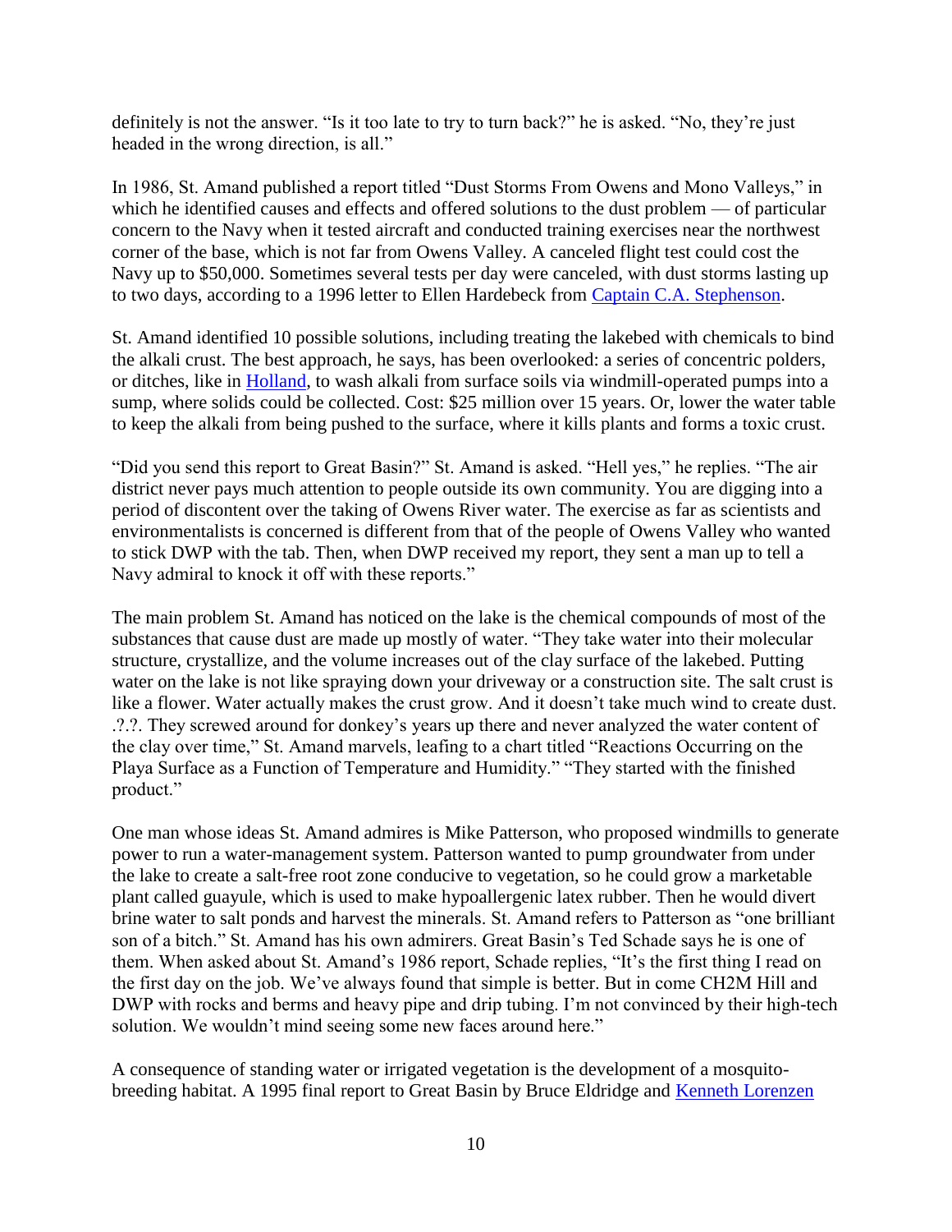definitely is not the answer. “Is it too late to try to turn back?” he is asked. “No, they’re just headed in the wrong direction, is all.”

In 1986, St. Amand published a report titled “Dust Storms From Owens and Mono Valleys,” in which he identified causes and effects and offered solutions to the dust problem — of particular concern to the Navy when it tested aircraft and conducted training exercises near the northwest corner of the base, which is not far from Owens Valley. A canceled flight test could cost the Navy up to $50,000. Sometimes several tests per day were canceled, with dust storms lasting up to two days, according to a 1996 letter to Ellen Hardebeck from Captain C.A. Stephenson.

St. Amand identified 10 possible solutions, including treating the lakebed with chemicals to bind the alkali crust. The best approach, he says, has been overlooked: a series of concentric polders, or ditches, like in Holland, to wash alkali from surface soils via windmill-operated pumps into a sump, where solids could be collected. Cost: $25 million over 15 years. Or, lower the water table to keep the alkali from being pushed to the surface, where it kills plants and forms a toxic crust.

“Did you send this report to Great Basin?” St. Amand is asked. “Hell yes,” he replies. “The air district never pays much attention to people outside its own community. You are digging into a period of discontent over the taking of Owens River water. The exercise as far as scientists and environmentalists is concerned is different from that of the people of Owens Valley who wanted to stick DWP with the tab. Then, when DWP received my report, they sent a man up to tell a Navy admiral to knock it off with these reports.”

The main problem St. Amand has noticed on the lake is the chemical compounds of most of the substances that cause dust are made up mostly of water. “They take water into their molecular structure, crystallize, and the volume increases out of the clay surface of the lakebed. Putting water on the lake is not like spraying down your driveway or a construction site. The salt crust is like a flower. Water actually makes the crust grow. And it doesn’t take much wind to create dust. .?.?. They screwed around for donkey’s years up there and never analyzed the water content of the clay over time,” St. Amand marvels, leafing to a chart titled “Reactions Occurring on the Playa Surface as a Function of Temperature and Humidity.” “They started with the finished product.”

One man whose ideas St. Amand admires is Mike Patterson, who proposed windmills to generate power to run a water-management system. Patterson wanted to pump groundwater from under the lake to create a salt-free root zone conducive to vegetation, so he could grow a marketable plant called guayule, which is used to make hypoallergenic latex rubber. Then he would divert brine water to salt ponds and harvest the minerals. St. Amand refers to Patterson as “one brilliant son of a bitch.” St. Amand has his own admirers. Great Basin’s Ted Schade says he is one of them. When asked about St. Amand’s 1986 report, Schade replies, “It’s the first thing I read on the first day on the job. We’ve always found that simple is better. But in come CH2M Hill and DWP with rocks and berms and heavy pipe and drip tubing. I’m not convinced by their high-tech solution. We wouldn’t mind seeing some new faces around here.”

A consequence of standing water or irrigated vegetation is the development of a mosquito-breeding habitat. A 1995 final report to Great Basin by Bruce Eldridge and Kenneth Lorenzen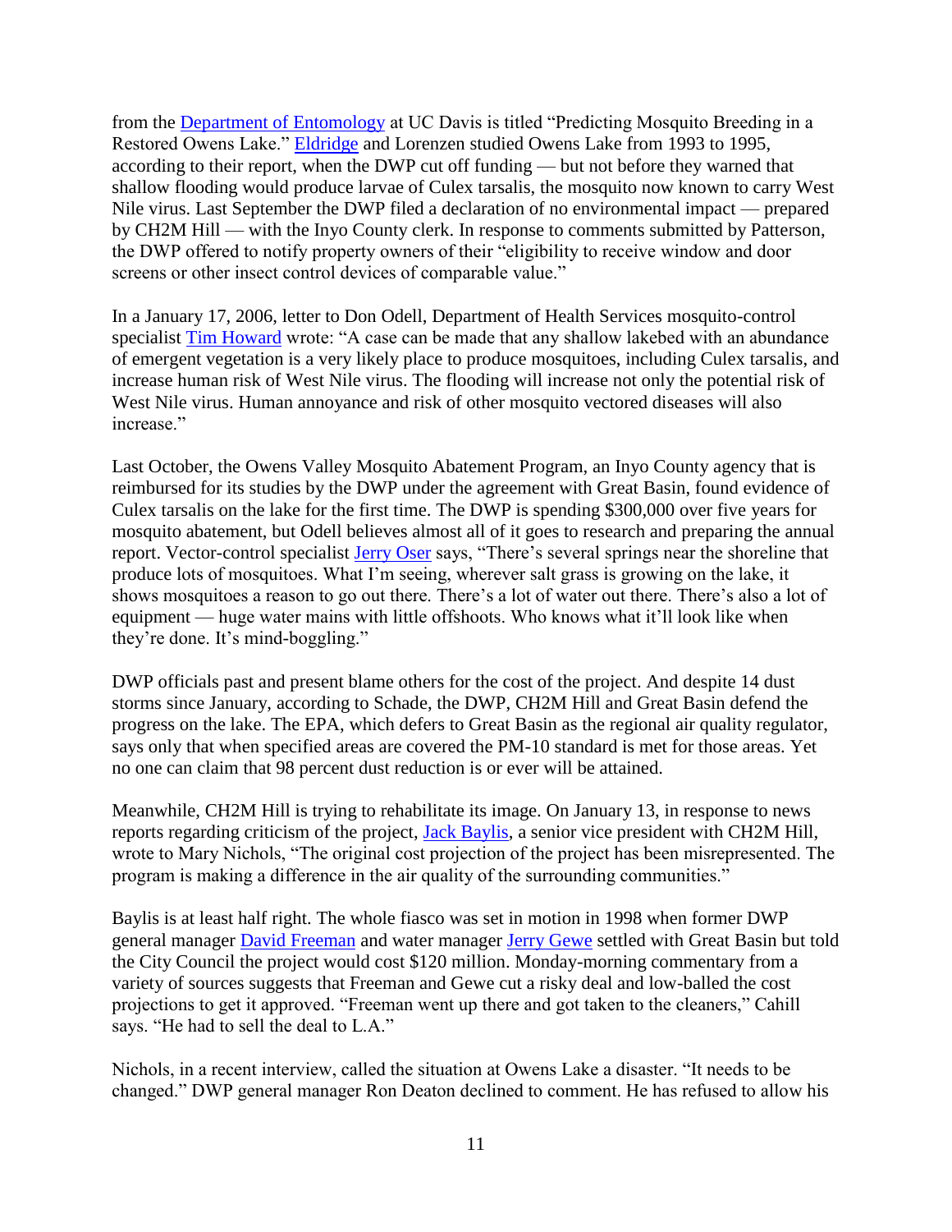from the Department of Entomology at UC Davis is titled "Predicting Mosquito Breeding in a Restored Owens Lake." Eldridge and Lorenzen studied Owens Lake from 1993 to 1995, according to their report, when the DWP cut off funding — but not before they warned that shallow flooding would produce larvae of Culex tarsalis, the mosquito now known to carry West Nile virus. Last September the DWP filed a declaration of no environmental impact — prepared by CH2M Hill — with the Inyo County clerk. In response to comments submitted by Patterson, the DWP offered to notify property owners of their "eligibility to receive window and door screens or other insect control devices of comparable value."

In a January 17, 2006, letter to Don Odell, Department of Health Services mosquito-control specialist Tim Howard wrote: "A case can be made that any shallow lakebed with an abundance of emergent vegetation is a very likely place to produce mosquitoes, including Culex tarsalis, and increase human risk of West Nile virus. The flooding will increase not only the potential risk of West Nile virus. Human annoyance and risk of other mosquito vectored diseases will also increase."

Last October, the Owens Valley Mosquito Abatement Program, an Inyo County agency that is reimbursed for its studies by the DWP under the agreement with Great Basin, found evidence of Culex tarsalis on the lake for the first time. The DWP is spending $300,000 over five years for mosquito abatement, but Odell believes almost all of it goes to research and preparing the annual report. Vector-control specialist Jerry Oser says, "There's several springs near the shoreline that produce lots of mosquitoes. What I'm seeing, wherever salt grass is growing on the lake, it shows mosquitoes a reason to go out there. There's a lot of water out there. There's also a lot of equipment — huge water mains with little offshoots. Who knows what it'll look like when they're done. It's mind-boggling."

DWP officials past and present blame others for the cost of the project. And despite 14 dust storms since January, according to Schade, the DWP, CH2M Hill and Great Basin defend the progress on the lake. The EPA, which defers to Great Basin as the regional air quality regulator, says only that when specified areas are covered the PM-10 standard is met for those areas. Yet no one can claim that 98 percent dust reduction is or ever will be attained.

Meanwhile, CH2M Hill is trying to rehabilitate its image. On January 13, in response to news reports regarding criticism of the project, Jack Baylis, a senior vice president with CH2M Hill, wrote to Mary Nichols, "The original cost projection of the project has been misrepresented. The program is making a difference in the air quality of the surrounding communities."

Baylis is at least half right. The whole fiasco was set in motion in 1998 when former DWP general manager David Freeman and water manager Jerry Gewe settled with Great Basin but told the City Council the project would cost $120 million. Monday-morning commentary from a variety of sources suggests that Freeman and Gewe cut a risky deal and low-balled the cost projections to get it approved. "Freeman went up there and got taken to the cleaners," Cahill says. "He had to sell the deal to L.A."

Nichols, in a recent interview, called the situation at Owens Lake a disaster. "It needs to be changed." DWP general manager Ron Deaton declined to comment. He has refused to allow his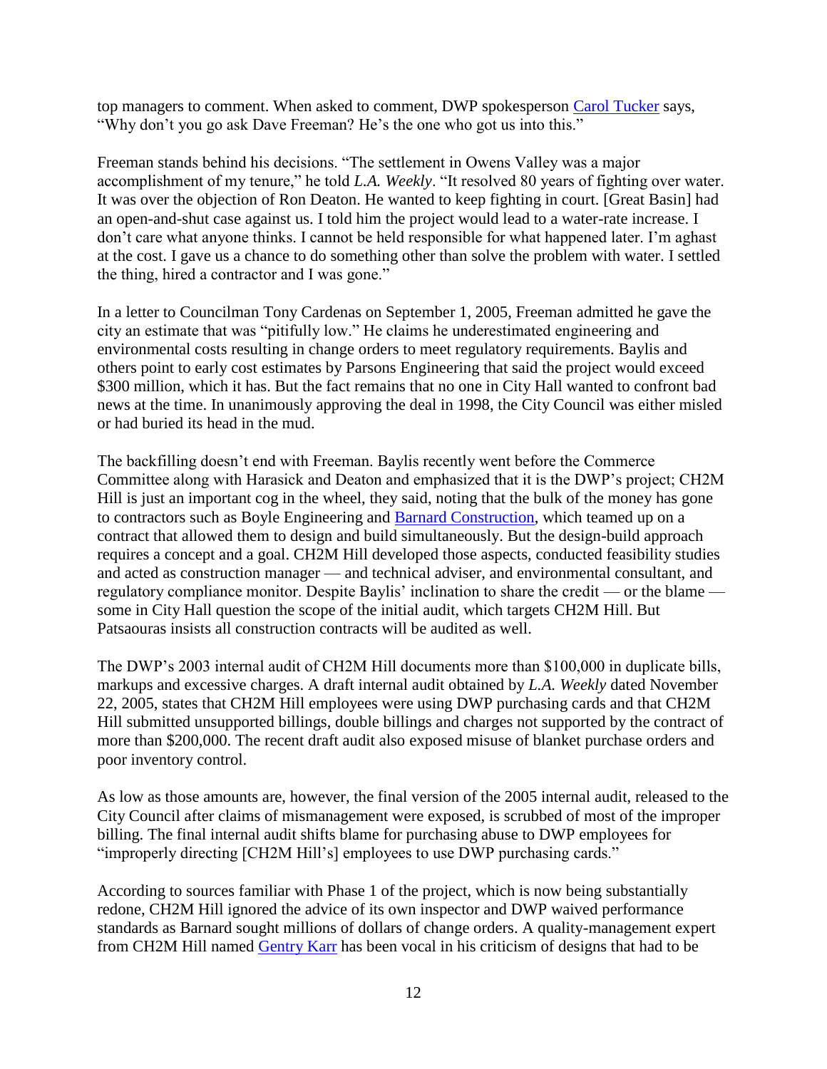top managers to comment. When asked to comment, DWP spokesperson Carol Tucker says, "Why don't you go ask Dave Freeman? He's the one who got us into this."

Freeman stands behind his decisions. "The settlement in Owens Valley was a major accomplishment of my tenure," he told *L.A. Weekly*. "It resolved 80 years of fighting over water. It was over the objection of Ron Deaton. He wanted to keep fighting in court. [Great Basin] had an open-and-shut case against us. I told him the project would lead to a water-rate increase. I don't care what anyone thinks. I cannot be held responsible for what happened later. I'm aghast at the cost. I gave us a chance to do something other than solve the problem with water. I settled the thing, hired a contractor and I was gone."

In a letter to Councilman Tony Cardenas on September 1, 2005, Freeman admitted he gave the city an estimate that was "pitifully low." He claims he underestimated engineering and environmental costs resulting in change orders to meet regulatory requirements. Baylis and others point to early cost estimates by Parsons Engineering that said the project would exceed $300 million, which it has. But the fact remains that no one in City Hall wanted to confront bad news at the time. In unanimously approving the deal in 1998, the City Council was either misled or had buried its head in the mud.

The backfilling doesn't end with Freeman. Baylis recently went before the Commerce Committee along with Harasick and Deaton and emphasized that it is the DWP's project; CH2M Hill is just an important cog in the wheel, they said, noting that the bulk of the money has gone to contractors such as Boyle Engineering and Barnard Construction, which teamed up on a contract that allowed them to design and build simultaneously. But the design-build approach requires a concept and a goal. CH2M Hill developed those aspects, conducted feasibility studies and acted as construction manager — and technical adviser, and environmental consultant, and regulatory compliance monitor. Despite Baylis' inclination to share the credit — or the blame — some in City Hall question the scope of the initial audit, which targets CH2M Hill. But Patsaouras insists all construction contracts will be audited as well.

The DWP's 2003 internal audit of CH2M Hill documents more than $100,000 in duplicate bills, markups and excessive charges. A draft internal audit obtained by *L.A. Weekly* dated November 22, 2005, states that CH2M Hill employees were using DWP purchasing cards and that CH2M Hill submitted unsupported billings, double billings and charges not supported by the contract of more than $200,000. The recent draft audit also exposed misuse of blanket purchase orders and poor inventory control.

As low as those amounts are, however, the final version of the 2005 internal audit, released to the City Council after claims of mismanagement were exposed, is scrubbed of most of the improper billing. The final internal audit shifts blame for purchasing abuse to DWP employees for "improperly directing [CH2M Hill's] employees to use DWP purchasing cards."

According to sources familiar with Phase 1 of the project, which is now being substantially redone, CH2M Hill ignored the advice of its own inspector and DWP waived performance standards as Barnard sought millions of dollars of change orders. A quality-management expert from CH2M Hill named Gentry Karr has been vocal in his criticism of designs that had to be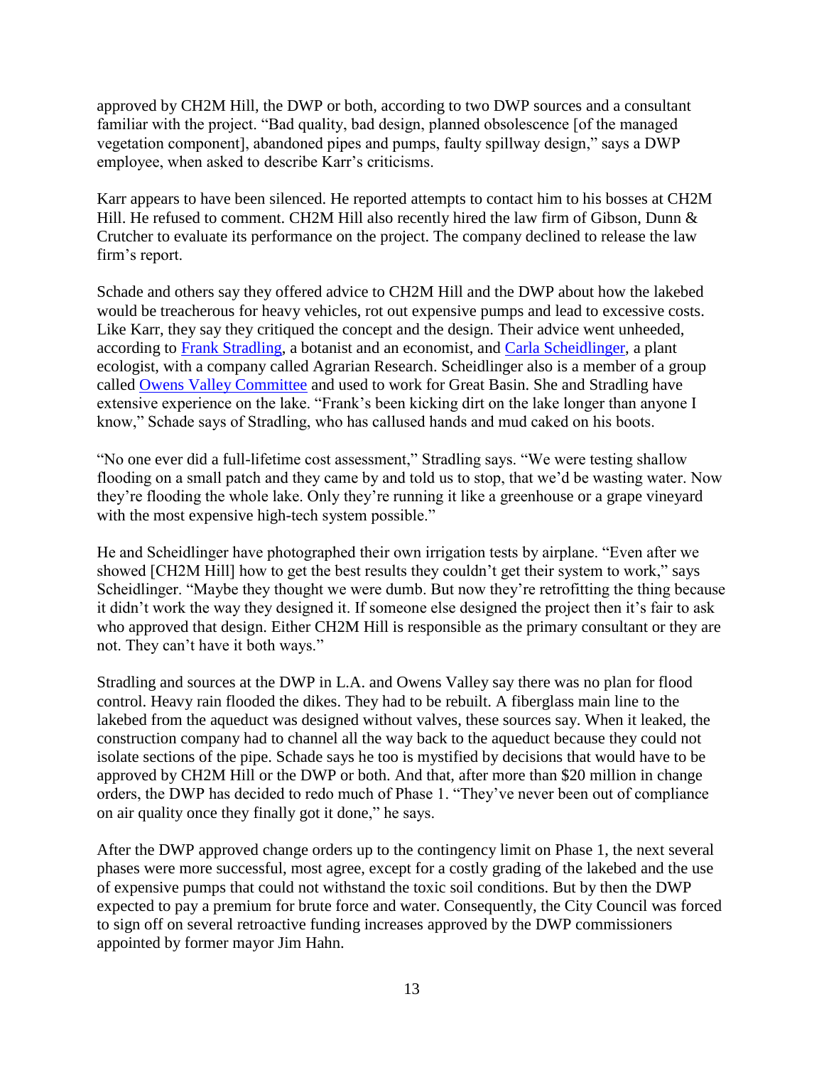approved by CH2M Hill, the DWP or both, according to two DWP sources and a consultant familiar with the project. "Bad quality, bad design, planned obsolescence [of the managed vegetation component], abandoned pipes and pumps, faulty spillway design," says a DWP employee, when asked to describe Karr's criticisms.

Karr appears to have been silenced. He reported attempts to contact him to his bosses at CH2M Hill. He refused to comment. CH2M Hill also recently hired the law firm of Gibson, Dunn & Crutcher to evaluate its performance on the project. The company declined to release the law firm's report.

Schade and others say they offered advice to CH2M Hill and the DWP about how the lakebed would be treacherous for heavy vehicles, rot out expensive pumps and lead to excessive costs. Like Karr, they say they critiqued the concept and the design. Their advice went unheeded, according to Frank Stradling, a botanist and an economist, and Carla Scheidlinger, a plant ecologist, with a company called Agrarian Research. Scheidlinger also is a member of a group called Owens Valley Committee and used to work for Great Basin. She and Stradling have extensive experience on the lake. "Frank's been kicking dirt on the lake longer than anyone I know," Schade says of Stradling, who has callused hands and mud caked on his boots.

"No one ever did a full-lifetime cost assessment," Stradling says. "We were testing shallow flooding on a small patch and they came by and told us to stop, that we'd be wasting water. Now they're flooding the whole lake. Only they're running it like a greenhouse or a grape vineyard with the most expensive high-tech system possible."

He and Scheidlinger have photographed their own irrigation tests by airplane. "Even after we showed [CH2M Hill] how to get the best results they couldn't get their system to work," says Scheidlinger. "Maybe they thought we were dumb. But now they're retrofitting the thing because it didn't work the way they designed it. If someone else designed the project then it's fair to ask who approved that design. Either CH2M Hill is responsible as the primary consultant or they are not. They can't have it both ways."

Stradling and sources at the DWP in L.A. and Owens Valley say there was no plan for flood control. Heavy rain flooded the dikes. They had to be rebuilt. A fiberglass main line to the lakebed from the aqueduct was designed without valves, these sources say. When it leaked, the construction company had to channel all the way back to the aqueduct because they could not isolate sections of the pipe. Schade says he too is mystified by decisions that would have to be approved by CH2M Hill or the DWP or both. And that, after more than $20 million in change orders, the DWP has decided to redo much of Phase 1. "They've never been out of compliance on air quality once they finally got it done," he says.

After the DWP approved change orders up to the contingency limit on Phase 1, the next several phases were more successful, most agree, except for a costly grading of the lakebed and the use of expensive pumps that could not withstand the toxic soil conditions. But by then the DWP expected to pay a premium for brute force and water. Consequently, the City Council was forced to sign off on several retroactive funding increases approved by the DWP commissioners appointed by former mayor Jim Hahn.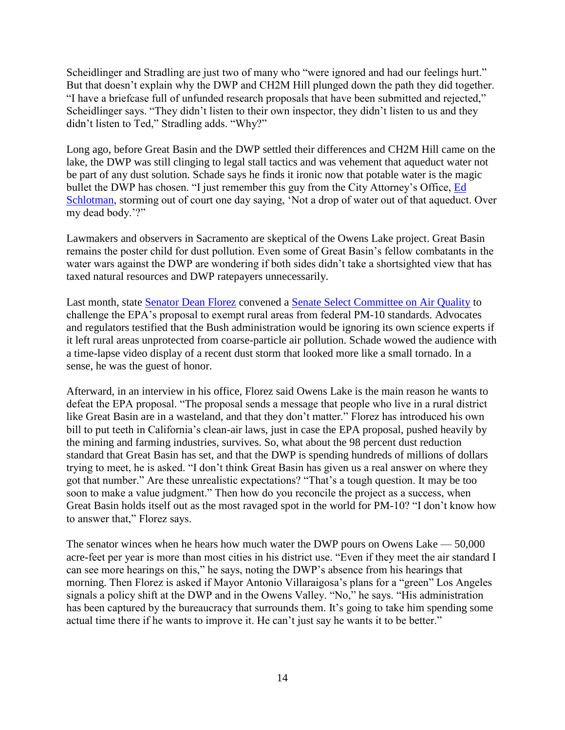Scheidlinger and Stradling are just two of many who "were ignored and had our feelings hurt." But that doesn't explain why the DWP and CH2M Hill plunged down the path they did together. "I have a briefcase full of unfunded research proposals that have been submitted and rejected," Scheidlinger says. "They didn't listen to their own inspector, they didn't listen to us and they didn't listen to Ted," Stradling adds. "Why?"

Long ago, before Great Basin and the DWP settled their differences and CH2M Hill came on the lake, the DWP was still clinging to legal stall tactics and was vehement that aqueduct water not be part of any dust solution. Schade says he finds it ironic now that potable water is the magic bullet the DWP has chosen. "I just remember this guy from the City Attorney's Office, Ed Schlotman, storming out of court one day saying, 'Not a drop of water out of that aqueduct. Over my dead body.'?"

Lawmakers and observers in Sacramento are skeptical of the Owens Lake project. Great Basin remains the poster child for dust pollution. Even some of Great Basin's fellow combatants in the water wars against the DWP are wondering if both sides didn't take a shortsighted view that has taxed natural resources and DWP ratepayers unnecessarily.

Last month, state Senator Dean Florez convened a Senate Select Committee on Air Quality to challenge the EPA's proposal to exempt rural areas from federal PM-10 standards. Advocates and regulators testified that the Bush administration would be ignoring its own science experts if it left rural areas unprotected from coarse-particle air pollution. Schade wowed the audience with a time-lapse video display of a recent dust storm that looked more like a small tornado. In a sense, he was the guest of honor.

Afterward, in an interview in his office, Florez said Owens Lake is the main reason he wants to defeat the EPA proposal. "The proposal sends a message that people who live in a rural district like Great Basin are in a wasteland, and that they don't matter." Florez has introduced his own bill to put teeth in California's clean-air laws, just in case the EPA proposal, pushed heavily by the mining and farming industries, survives. So, what about the 98 percent dust reduction standard that Great Basin has set, and that the DWP is spending hundreds of millions of dollars trying to meet, he is asked. "I don't think Great Basin has given us a real answer on where they got that number." Are these unrealistic expectations? "That's a tough question. It may be too soon to make a value judgment." Then how do you reconcile the project as a success, when Great Basin holds itself out as the most ravaged spot in the world for PM-10? "I don't know how to answer that," Florez says.

The senator winces when he hears how much water the DWP pours on Owens Lake — 50,000 acre-feet per year is more than most cities in his district use. "Even if they meet the air standard I can see more hearings on this," he says, noting the DWP's absence from his hearings that morning. Then Florez is asked if Mayor Antonio Villaraigosa's plans for a "green" Los Angeles signals a policy shift at the DWP and in the Owens Valley. "No," he says. "His administration has been captured by the bureaucracy that surrounds them. It's going to take him spending some actual time there if he wants to improve it. He can't just say he wants it to be better."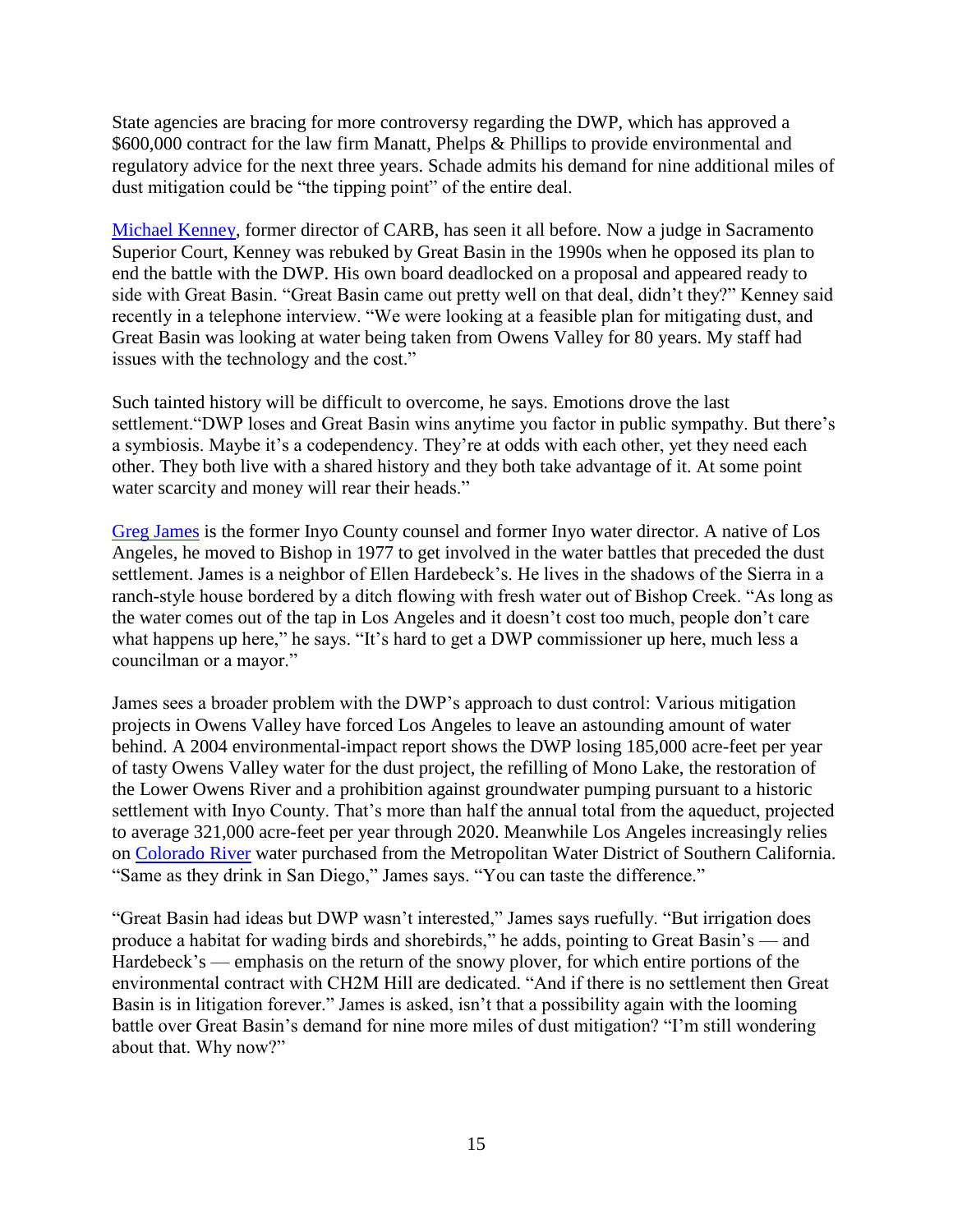State agencies are bracing for more controversy regarding the DWP, which has approved a $600,000 contract for the law firm Manatt, Phelps & Phillips to provide environmental and regulatory advice for the next three years. Schade admits his demand for nine additional miles of dust mitigation could be "the tipping point" of the entire deal.

Michael Kenney, former director of CARB, has seen it all before. Now a judge in Sacramento Superior Court, Kenney was rebuked by Great Basin in the 1990s when he opposed its plan to end the battle with the DWP. His own board deadlocked on a proposal and appeared ready to side with Great Basin. "Great Basin came out pretty well on that deal, didn't they?" Kenney said recently in a telephone interview. "We were looking at a feasible plan for mitigating dust, and Great Basin was looking at water being taken from Owens Valley for 80 years. My staff had issues with the technology and the cost."

Such tainted history will be difficult to overcome, he says. Emotions drove the last settlement."DWP loses and Great Basin wins anytime you factor in public sympathy. But there's a symbiosis. Maybe it's a codependency. They're at odds with each other, yet they need each other. They both live with a shared history and they both take advantage of it. At some point water scarcity and money will rear their heads."

Greg James is the former Inyo County counsel and former Inyo water director. A native of Los Angeles, he moved to Bishop in 1977 to get involved in the water battles that preceded the dust settlement. James is a neighbor of Ellen Hardebeck's. He lives in the shadows of the Sierra in a ranch-style house bordered by a ditch flowing with fresh water out of Bishop Creek. "As long as the water comes out of the tap in Los Angeles and it doesn't cost too much, people don't care what happens up here," he says. "It's hard to get a DWP commissioner up here, much less a councilman or a mayor."

James sees a broader problem with the DWP's approach to dust control: Various mitigation projects in Owens Valley have forced Los Angeles to leave an astounding amount of water behind. A 2004 environmental-impact report shows the DWP losing 185,000 acre-feet per year of tasty Owens Valley water for the dust project, the refilling of Mono Lake, the restoration of the Lower Owens River and a prohibition against groundwater pumping pursuant to a historic settlement with Inyo County. That's more than half the annual total from the aqueduct, projected to average 321,000 acre-feet per year through 2020. Meanwhile Los Angeles increasingly relies on Colorado River water purchased from the Metropolitan Water District of Southern California. "Same as they drink in San Diego," James says. "You can taste the difference."

"Great Basin had ideas but DWP wasn't interested," James says ruefully. "But irrigation does produce a habitat for wading birds and shorebirds," he adds, pointing to Great Basin's — and Hardebeck's — emphasis on the return of the snowy plover, for which entire portions of the environmental contract with CH2M Hill are dedicated. "And if there is no settlement then Great Basin is in litigation forever." James is asked, isn't that a possibility again with the looming battle over Great Basin's demand for nine more miles of dust mitigation? "I'm still wondering about that. Why now?"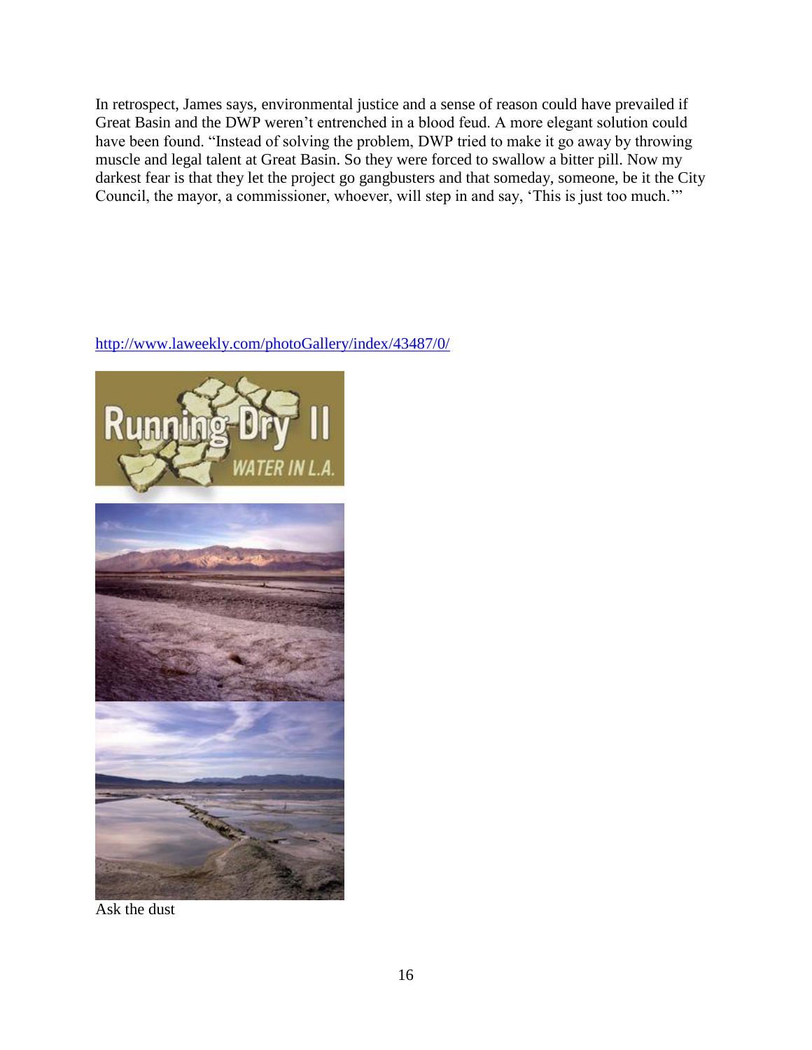In retrospect, James says, environmental justice and a sense of reason could have prevailed if Great Basin and the DWP weren't entrenched in a blood feud. A more elegant solution could have been found. "Instead of solving the problem, DWP tried to make it go away by throwing muscle and legal talent at Great Basin. So they were forced to swallow a bitter pill. Now my darkest fear is that they let the project go gangbusters and that someday, someone, be it the City Council, the mayor, a commissioner, whoever, will step in and say, 'This is just too much.'"

http://www.laweekly.com/photoGallery/index/43487/0/

Ask the dust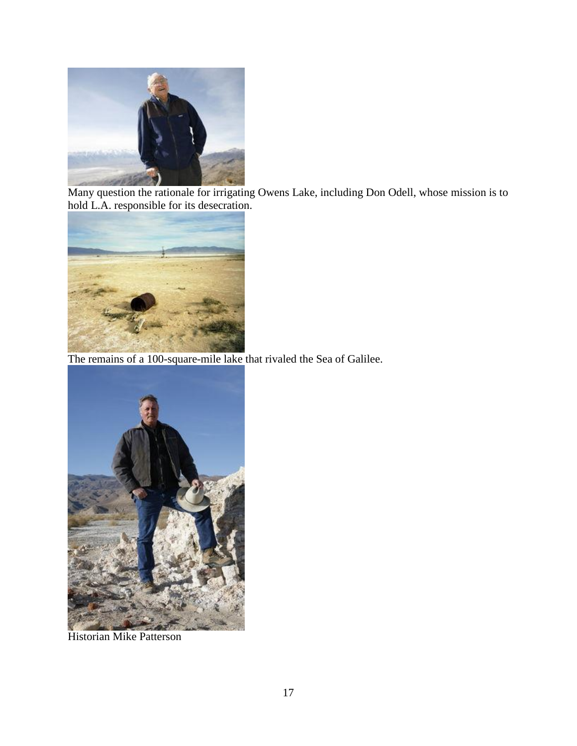Many question the rationale for irrigating Owens Lake, including Don Odell, whose mission is to hold L.A. responsible for its desecration.

The remains of a 100-square-mile lake that rivaled the Sea of Galilee.

Historian Mike Patterson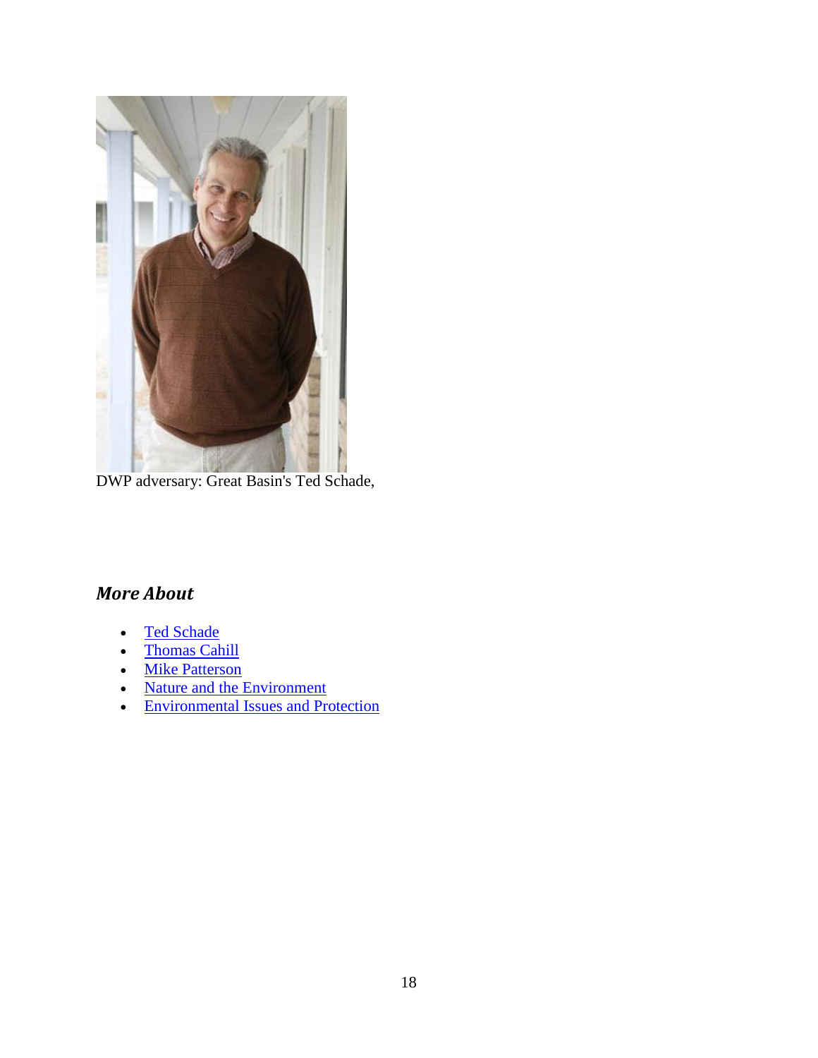DWP adversary: Great Basin's Ted Schade,

### *More About*

- Ted Schade
- Thomas Cahill
- Mike Patterson
- Nature and the Environment
- Environmental Issues and Protection